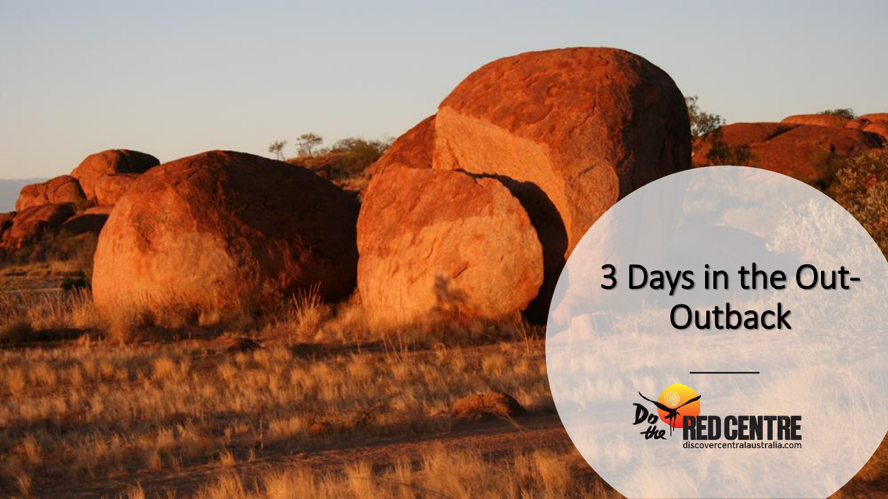# 3 Days in the Out-Outback

Do the RED CENTRE

discovercentralaustralia.com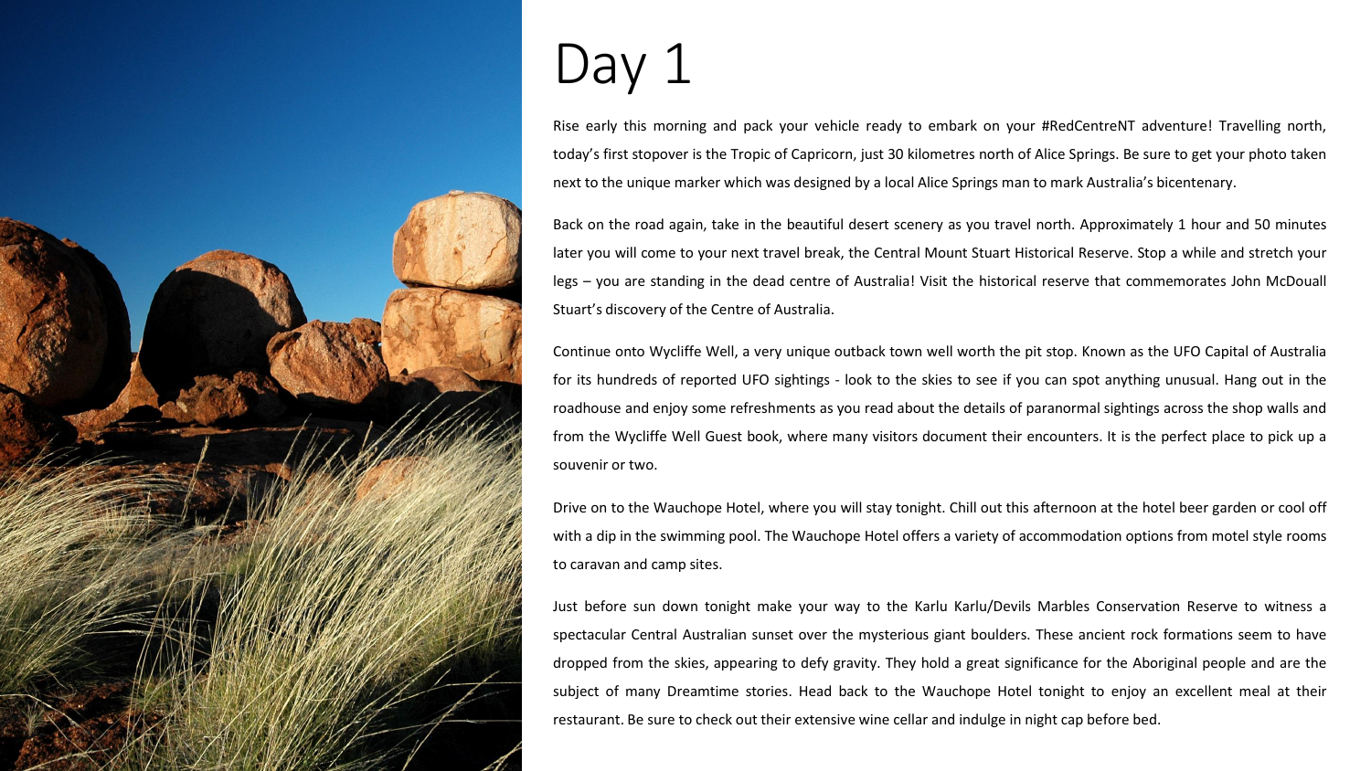# Day 1

Rise early this morning and pack your vehicle ready to embark on your #RedCentreNT adventure! Travelling north, today's first stopover is the Tropic of Capricorn, just 30 kilometres north of Alice Springs. Be sure to get your photo taken next to the unique marker which was designed by a local Alice Springs man to mark Australia's bicentenary.

Back on the road again, take in the beautiful desert scenery as you travel north. Approximately 1 hour and 50 minutes later you will come to your next travel break, the Central Mount Stuart Historical Reserve. Stop a while and stretch your legs – you are standing in the dead centre of Australia! Visit the historical reserve that commemorates John McDouall Stuart's discovery of the Centre of Australia.

Continue onto Wycliffe Well, a very unique outback town well worth the pit stop. Known as the UFO Capital of Australia for its hundreds of reported UFO sightings - look to the skies to see if you can spot anything unusual. Hang out in the roadhouse and enjoy some refreshments as you read about the details of paranormal sightings across the shop walls and from the Wycliffe Well Guest book, where many visitors document their encounters. It is the perfect place to pick up a souvenir or two.

Drive on to the Wauchope Hotel, where you will stay tonight. Chill out this afternoon at the hotel beer garden or cool off with a dip in the swimming pool. The Wauchope Hotel offers a variety of accommodation options from motel style rooms to caravan and camp sites.

Just before sun down tonight make your way to the Karlu Karlu/Devils Marbles Conservation Reserve to witness a spectacular Central Australian sunset over the mysterious giant boulders. These ancient rock formations seem to have dropped from the skies, appearing to defy gravity. They hold a great significance for the Aboriginal people and are the subject of many Dreamtime stories. Head back to the Wauchope Hotel tonight to enjoy an excellent meal at their restaurant. Be sure to check out their extensive wine cellar and indulge in night cap before bed.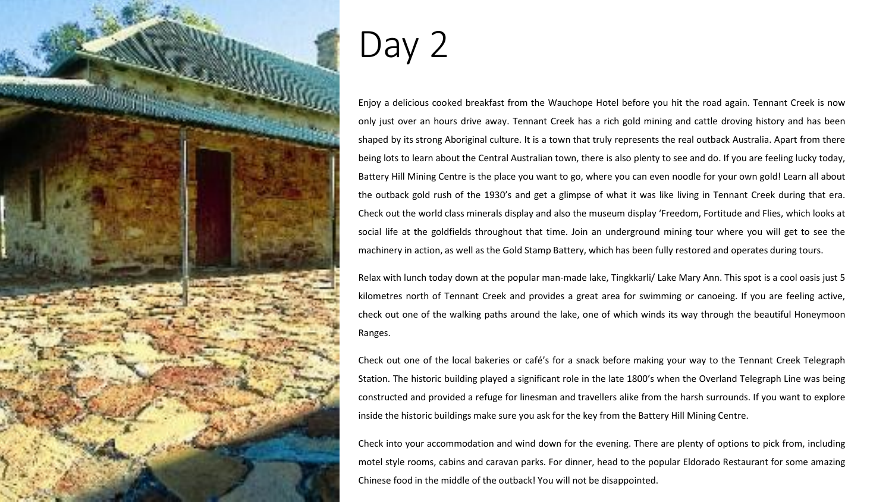# Day 2

Enjoy a delicious cooked breakfast from the Wauchope Hotel before you hit the road again. Tennant Creek is now only just over an hours drive away. Tennant Creek has a rich gold mining and cattle droving history and has been shaped by its strong Aboriginal culture. It is a town that truly represents the real outback Australia. Apart from there being lots to learn about the Central Australian town, there is also plenty to see and do. If you are feeling lucky today, Battery Hill Mining Centre is the place you want to go, where you can even noodle for your own gold! Learn all about the outback gold rush of the 1930's and get a glimpse of what it was like living in Tennant Creek during that era. Check out the world class minerals display and also the museum display 'Freedom, Fortitude and Flies, which looks at social life at the goldfields throughout that time. Join an underground mining tour where you will get to see the machinery in action, as well as the Gold Stamp Battery, which has been fully restored and operates during tours.

Relax with lunch today down at the popular man-made lake, Tingkkarli/ Lake Mary Ann. This spot is a cool oasis just 5 kilometres north of Tennant Creek and provides a great area for swimming or canoeing. If you are feeling active, check out one of the walking paths around the lake, one of which winds its way through the beautiful Honeymoon Ranges.

Check out one of the local bakeries or café's for a snack before making your way to the Tennant Creek Telegraph Station. The historic building played a significant role in the late 1800's when the Overland Telegraph Line was being constructed and provided a refuge for linesman and travellers alike from the harsh surrounds. If you want to explore inside the historic buildings make sure you ask for the key from the Battery Hill Mining Centre.

Check into your accommodation and wind down for the evening. There are plenty of options to pick from, including motel style rooms, cabins and caravan parks. For dinner, head to the popular Eldorado Restaurant for some amazing Chinese food in the middle of the outback! You will not be disappointed.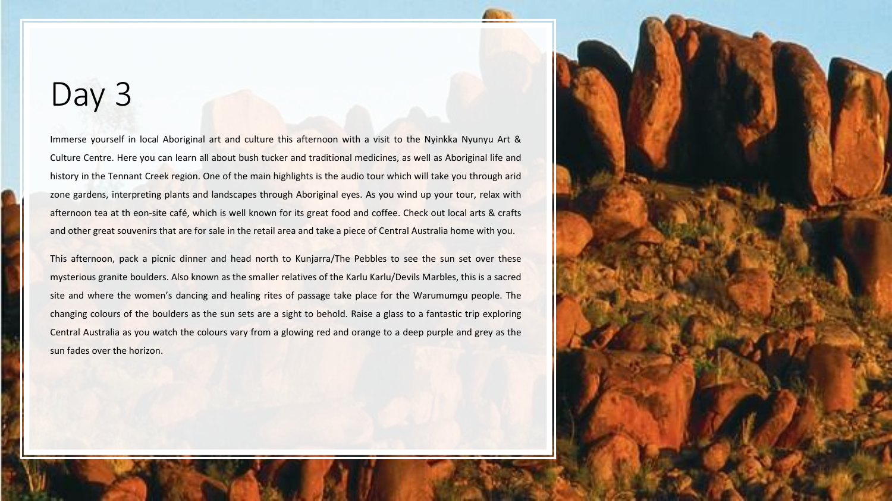# Day 3

Immerse yourself in local Aboriginal art and culture this afternoon with a visit to the Nyinkka Nyunyu Art & Culture Centre. Here you can learn all about bush tucker and traditional medicines, as well as Aboriginal life and history in the Tennant Creek region. One of the main highlights is the audio tour which will take you through arid zone gardens, interpreting plants and landscapes through Aboriginal eyes. As you wind up your tour, relax with afternoon tea at th eon-site café, which is well known for its great food and coffee. Check out local arts & crafts and other great souvenirs that are for sale in the retail area and take a piece of Central Australia home with you.

This afternoon, pack a picnic dinner and head north to Kunjarra/The Pebbles to see the sun set over these mysterious granite boulders. Also known as the smaller relatives of the Karlu Karlu/Devils Marbles, this is a sacred site and where the women's dancing and healing rites of passage take place for the Warumumgu people. The changing colours of the boulders as the sun sets are a sight to behold. Raise a glass to a fantastic trip exploring Central Australia as you watch the colours vary from a glowing red and orange to a deep purple and grey as the sun fades over the horizon.